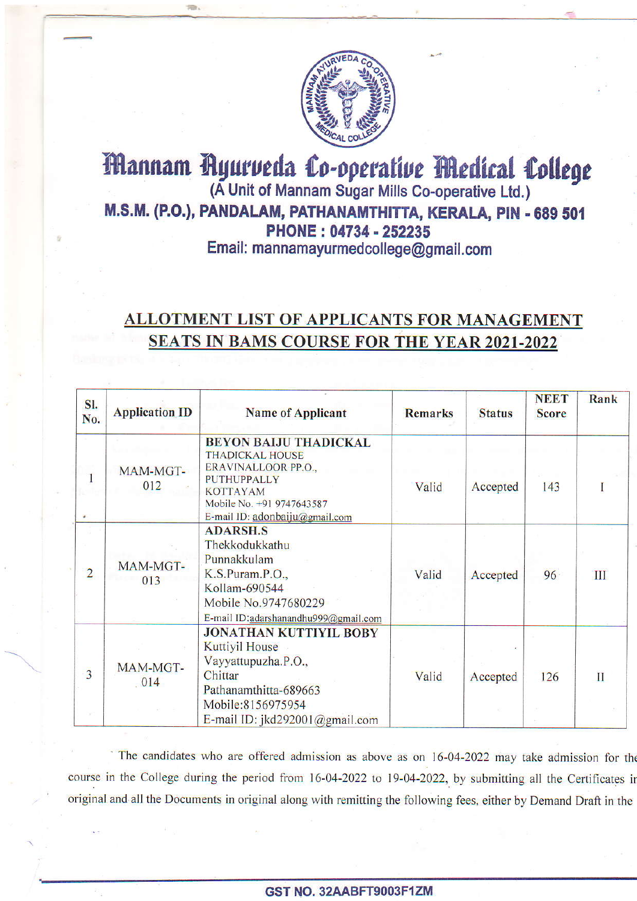# Mannam Ayurveda Co-operative Medical College

(A Unit of Mannam Sugar Mills Co-operative Ltd.)

M.S.M. (P.O.), PANDALAM, PATHANAMTHITTA, KERALA, PIN - 689 501

PHONE : 04734 - 252235

Email: mannamayurmedcollege@gmail.com

## ALLOTMENT LIST OF APPLICANTS FOR MANAGEMENT SEATS IN BAMS COURSE FOR THE YEAR 2021-2022

| Sl. No. | Application ID | Name of Applicant | Remarks | Status | NEET Score | Rank |
|---|---|---|---|---|---|---|
| 1 | MAM-MGT-012 | **BEYON BAIJU THADICKAL**<br>THADICKAL HOUSE<br>ERAVINALLOOR PP.O.,<br>PUTHUPPALLY<br>KOTTAYAM<br>Mobile No. +91 9747643587<br>E-mail ID: adonbaiju@gmail.com | Valid | Accepted | 143 | I |
| 2 | MAM-MGT-013 | **ADARSH.S**<br>Thekkodukkathu<br>Punnakkulam<br>K.S.Puram.P.O.,<br>Kollam-690544<br>Mobile No.9747680229<br>E-mail ID:adarshanandhu999@gmail.com | Valid | Accepted | 96 | III |
| 3 | MAM-MGT-014 | **JONATHAN KUTTIYIL BOBY**<br>Kuttiyil House<br>Vayyattupuzha.P.O.,<br>Chittar<br>Pathanamthitta-689663<br>Mobile:8156975954<br>E-mail ID: jkd292001@gmail.com | Valid | Accepted | 126 | II |

The candidates who are offered admission as above as on 16-04-2022 may take admission for the course in the College during the period from 16-04-2022 to 19-04-2022, by submitting all the Certificates in original and all the Documents in original along with remitting the following fees, either by Demand Draft in the

GST NO. 32AABFT9003F1ZM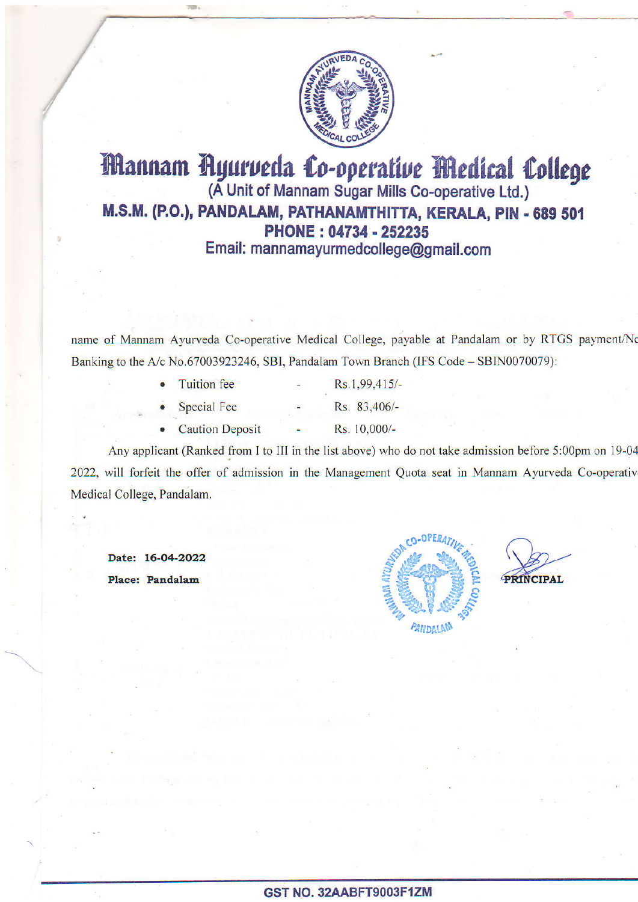# Mannam Ayurveda Co-operative Medical College

(A Unit of Mannam Sugar Mills Co-operative Ltd.)

**M.S.M. (P.O.), PANDALAM, PATHANAMTHITTA, KERALA, PIN - 689 501**

**PHONE : 04734 - 252235**

Email: mannamayurmedcollege@gmail.com

name of Mannam Ayurveda Co-operative Medical College, payable at Pandalam or by RTGS payment/Ne Banking to the A/c No.67003923246, SBI, Pandalam Town Branch (IFS Code – SBIN0070079):

- Tuition fee - Rs.1,99,415/-
- Special Fee - Rs. 83,406/-
- Caution Deposit - Rs. 10,000/-

Any applicant (Ranked from I to III in the list above) who do not take admission before 5:00pm on 19-04 2022, will forfeit the offer of admission in the Management Quota seat in Mannam Ayurveda Co-operativ Medical College, Pandalam.

**Date: 16-04-2022**

**Place: Pandalam**

PRINCIPAL

GST NO. 32AABFT9003F1ZM